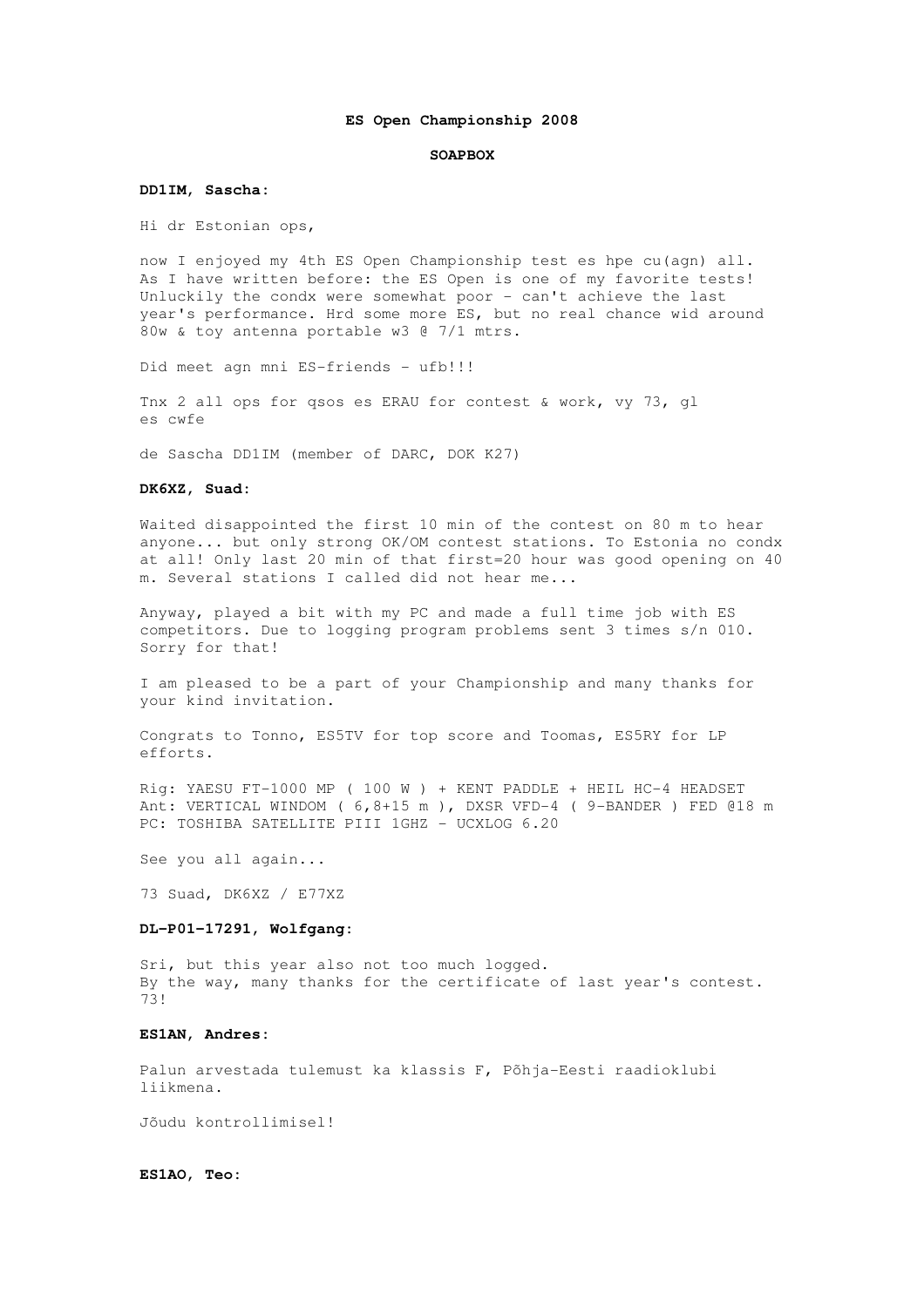# ES Open Championship 2008

## SOAPBOX

**DD1IM, Sascha:**

Hi dr Estonian ops,

now I enjoyed my 4th ES Open Championship test es hpe cu(agn) all. As I have written before: the ES Open is one of my favorite tests! Unluckily the condx were somewhat poor - can't achieve the last year's performance. Hrd some more ES, but no real chance wid around 80w & toy antenna portable w3 @ 7/1 mtrs.

Did meet agn mni ES-friends - ufb!!!

Tnx 2 all ops for qsos es ERAU for contest & work, vy 73, gl es cwfe

de Sascha DD1IM (member of DARC, DOK K27)

**DK6XZ, Suad:**

Waited disappointed the first 10 min of the contest on 80 m to hear anyone... but only strong OK/OM contest stations. To Estonia no condx at all! Only last 20 min of that first=20 hour was good opening on 40 m. Several stations I called did not hear me...

Anyway, played a bit with my PC and made a full time job with ES competitors. Due to logging program problems sent 3 times s/n 010. Sorry for that!

I am pleased to be a part of your Championship and many thanks for your kind invitation.

Congrats to Tonno, ES5TV for top score and Toomas, ES5RY for LP efforts.

Rig: YAESU FT-1000 MP ( 100 W ) + KENT PADDLE + HEIL HC-4 HEADSET
Ant: VERTICAL WINDOM ( 6,8+15 m ), DXSR VFD-4 ( 9-BANDER ) FED @18 m
PC: TOSHIBA SATELLITE PIII 1GHZ - UCXLOG 6.20

See you all again...

73 Suad, DK6XZ / E77XZ

**DL-P01-17291, Wolfgang:**

Sri, but this year also not too much logged.
By the way, many thanks for the certificate of last year's contest.
73!

**ES1AN, Andres:**

Palun arvestada tulemust ka klassis F, Põhja-Eesti raadioklubi liikmena.

Jõudu kontrollimisel!

**ES1AO, Teo:**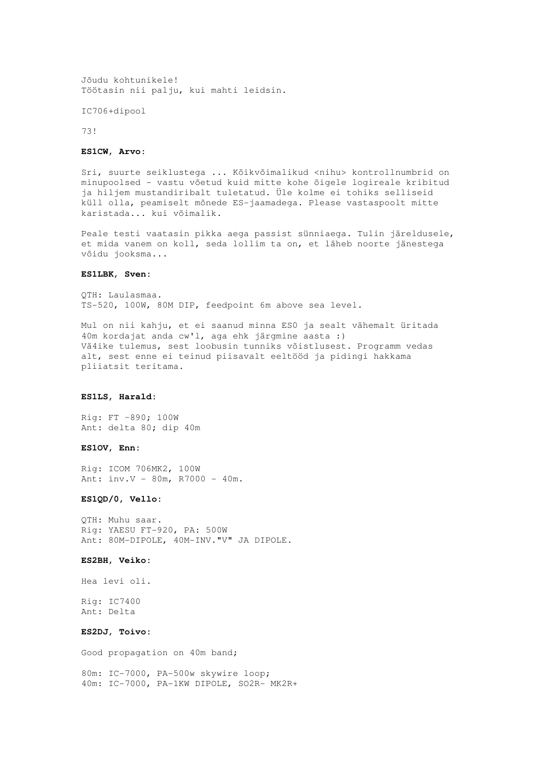Jõudu kohtunikele!
Töötasin nii palju, kui mahti leidsin.

IC706+dipool

73!

**ES1CW, Arvo:**

Sri, suurte seiklustega ... Kõikvõimalikud <nihu> kontrollnumbrid on minupoolsed - vastu võetud kuid mitte kohe õigele logireale kribitud ja hiljem mustandiribalt tuletatud. Üle kolme ei tohiks selliseid küll olla, peamiselt mõnede ES-jaamadega. Please vastaspoolt mitte karistada... kui võimalik.

Peale testi vaatasin pikka aega passist sünniaega. Tulin järeldusele, et mida vanem on koll, seda lollim ta on, et läheb noorte jänestega võidu jooksma...

**ES1LBK, Sven:**

QTH: Laulasmaa.
TS-520, 100W, 80M DIP, feedpoint 6m above sea level.

Mul on nii kahju, et ei saanud minna ES0 ja sealt vähemalt üritada 40m kordajat anda cw'l, aga ehk järgmine aasta :)
Vä4ike tulemus, sest loobusin tunniks võistlusest. Programm vedas alt, sest enne ei teinud piisavalt eeltööd ja pidingi hakkama pliiatsit teritama.

**ES1LS, Harald:**

Rig: FT -890; 100W
Ant: delta 80; dip 40m

**ES1OV, Enn:**

Rig: ICOM 706MK2, 100W
Ant: inv.V - 80m, R7000 - 40m.

**ES1QD/0, Vello:**

QTH: Muhu saar.
Rig: YAESU FT-920, PA: 500W
Ant: 80M-DIPOLE, 40M-INV."V" JA DIPOLE.

**ES2BH, Veiko:**

Hea levi oli.

Rig: IC7400
Ant: Delta

**ES2DJ, Toivo:**

Good propagation on 40m band;

80m: IC-7000, PA-500w skywire loop;
40m: IC-7000, PA-1KW DIPOLE, SO2R- MK2R+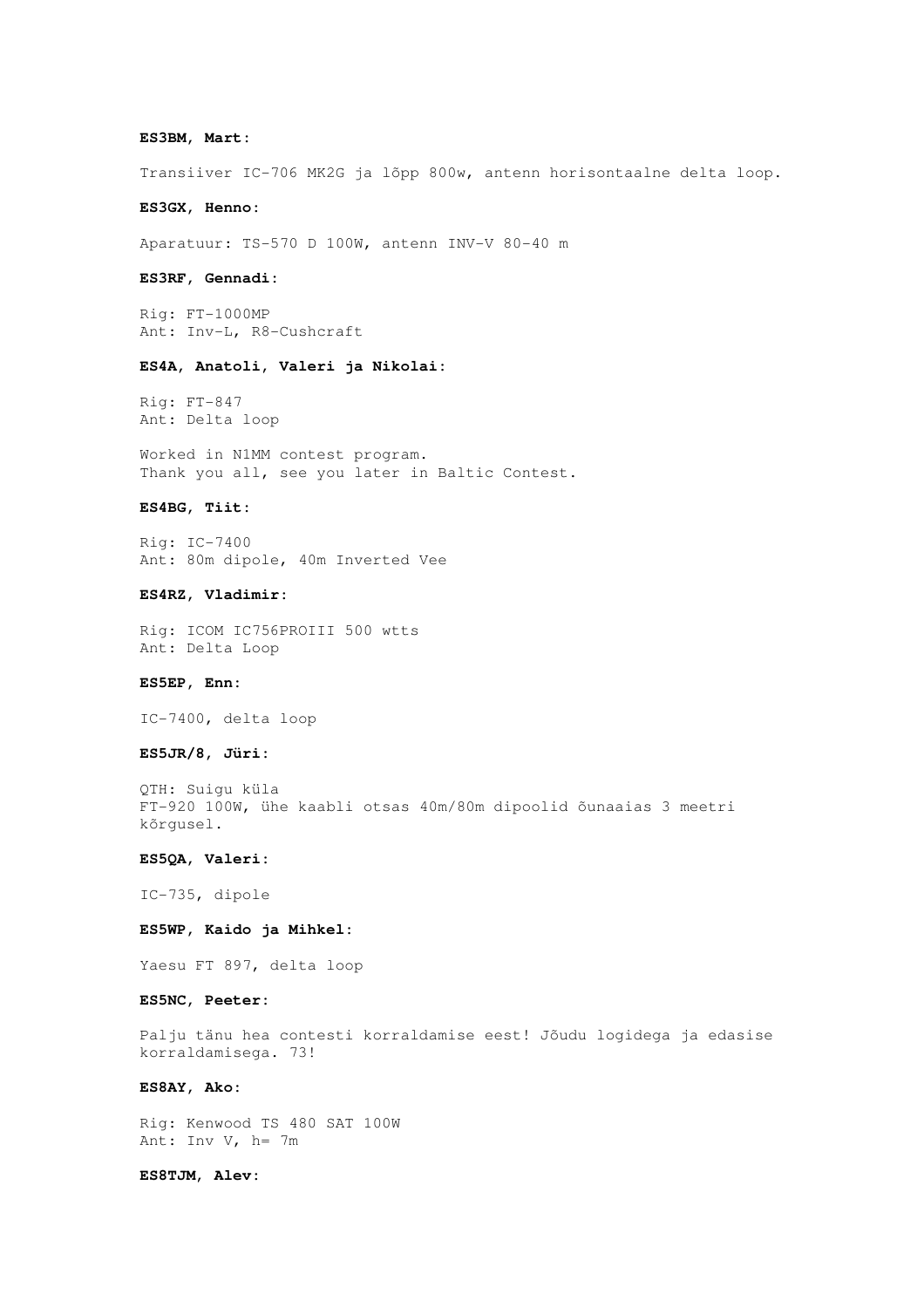**ES3BM, Mart:**

Transiiver IC-706 MK2G ja lõpp 800w, antenn horisontaalne delta loop.

**ES3GX, Henno:**

Aparatuur: TS-570 D 100W, antenn INV-V 80-40 m

**ES3RF, Gennadi:**

Rig: FT-1000MP
Ant: Inv-L, R8-Cushcraft

**ES4A, Anatoli, Valeri ja Nikolai:**

Rig: FT-847
Ant: Delta loop

Worked in N1MM contest program.
Thank you all, see you later in Baltic Contest.

**ES4BG, Tiit:**

Rig: IC-7400
Ant: 80m dipole, 40m Inverted Vee

**ES4RZ, Vladimir:**

Rig: ICOM IC756PROIII 500 wtts
Ant: Delta Loop

**ES5EP, Enn:**

IC-7400, delta loop

**ES5JR/8, Jüri:**

QTH: Suigu küla
FT-920 100W, ühe kaabli otsas 40m/80m dipoolid õunaaias 3 meetri kõrgusel.

**ES5QA, Valeri:**

IC-735, dipole

**ES5WP, Kaido ja Mihkel:**

Yaesu FT 897, delta loop

**ES5NC, Peeter:**

Palju tänu hea contesti korraldamise eest! Jõudu logidega ja edasise korraldamisega. 73!

**ES8AY, Ako:**

Rig: Kenwood TS 480 SAT 100W
Ant: Inv V, h= 7m

**ES8TJM, Alev:**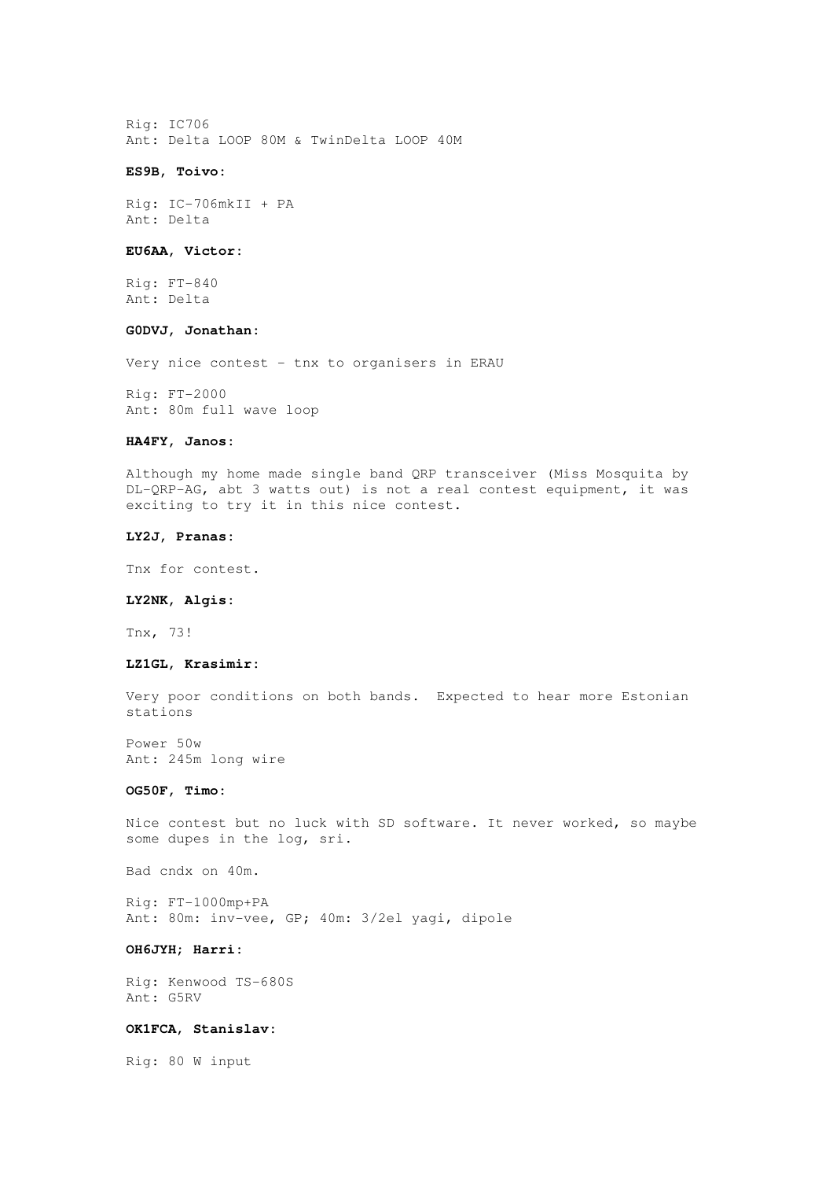Rig: IC706
Ant: Delta LOOP 80M & TwinDelta LOOP 40M

**ES9B, Toivo:**

Rig: IC-706mkII + PA
Ant: Delta

**EU6AA, Victor:**

Rig: FT-840
Ant: Delta

**G0DVJ, Jonathan:**

Very nice contest - tnx to organisers in ERAU

Rig: FT-2000
Ant: 80m full wave loop

**HA4FY, Janos:**

Although my home made single band QRP transceiver (Miss Mosquita by DL-QRP-AG, abt 3 watts out) is not a real contest equipment, it was exciting to try it in this nice contest.

**LY2J, Pranas:**

Tnx for contest.

**LY2NK, Algis:**

Tnx, 73!

**LZ1GL, Krasimir:**

Very poor conditions on both bands. Expected to hear more Estonian stations

Power 50w
Ant: 245m long wire

**OG50F, Timo:**

Nice contest but no luck with SD software. It never worked, so maybe some dupes in the log, sri.

Bad cndx on 40m.

Rig: FT-1000mp+PA
Ant: 80m: inv-vee, GP; 40m: 3/2el yagi, dipole

**OH6JYH; Harri:**

Rig: Kenwood TS-680S
Ant: G5RV

**OK1FCA, Stanislav:**

Rig: 80 W input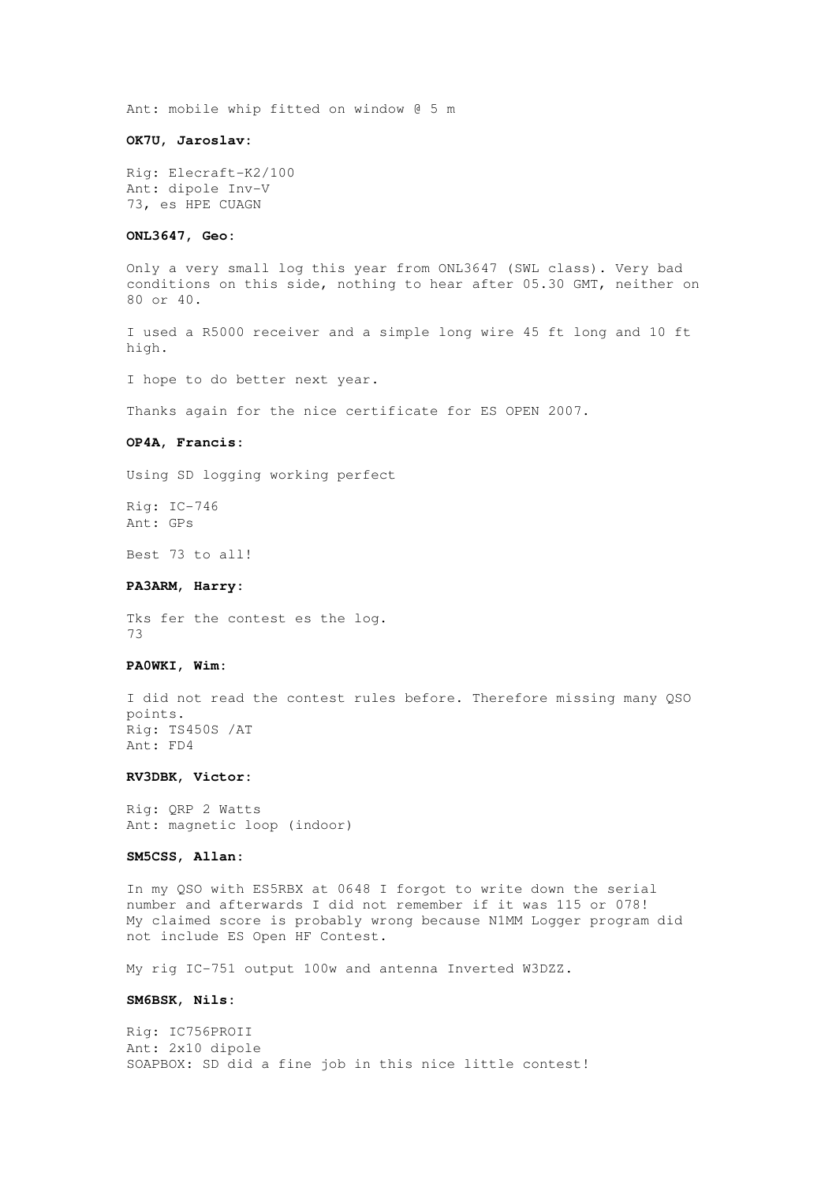Ant: mobile whip fitted on window @ 5 m

**OK7U, Jaroslav:**

Rig: Elecraft-K2/100
Ant: dipole Inv-V
73, es HPE CUAGN

**ONL3647, Geo:**

Only a very small log this year from ONL3647 (SWL class). Very bad conditions on this side, nothing to hear after 05.30 GMT, neither on 80 or 40.

I used a R5000 receiver and a simple long wire 45 ft long and 10 ft high.

I hope to do better next year.

Thanks again for the nice certificate for ES OPEN 2007.

**OP4A, Francis:**

Using SD logging working perfect

Rig: IC-746
Ant: GPs

Best 73 to all!

**PA3ARM, Harry:**

Tks fer the contest es the log.
73

**PA0WKI, Wim:**

I did not read the contest rules before. Therefore missing many QSO points.
Rig: TS450S /AT
Ant: FD4

**RV3DBK, Victor:**

Rig: QRP 2 Watts
Ant: magnetic loop (indoor)

**SM5CSS, Allan:**

In my QSO with ES5RBX at 0648 I forgot to write down the serial number and afterwards I did not remember if it was 115 or 078!
My claimed score is probably wrong because N1MM Logger program did not include ES Open HF Contest.

My rig IC-751 output 100w and antenna Inverted W3DZZ.

**SM6BSK, Nils:**

Rig: IC756PROII
Ant: 2x10 dipole
SOAPBOX: SD did a fine job in this nice little contest!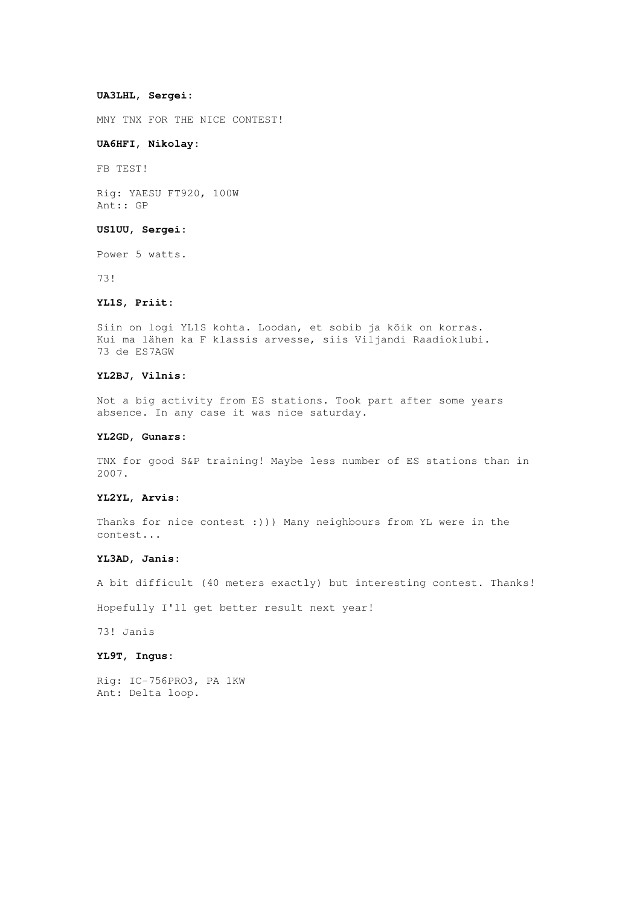**UA3LHL, Sergei:**

MNY TNX FOR THE NICE CONTEST!

**UA6HFI, Nikolay:**

FB TEST!

Rig: YAESU FT920, 100W
Ant:: GP

**US1UU, Sergei:**

Power 5 watts.

73!

**YL1S, Priit:**

Siin on logi YL1S kohta. Loodan, et sobib ja kõik on korras.
Kui ma lähen ka F klassis arvesse, siis Viljandi Raadioklubi.
73 de ES7AGW

**YL2BJ, Vilnis:**

Not a big activity from ES stations. Took part after some years absence. In any case it was nice saturday.

**YL2GD, Gunars:**

TNX for good S&P training! Maybe less number of ES stations than in 2007.

**YL2YL, Arvis:**

Thanks for nice contest :))) Many neighbours from YL were in the contest...

**YL3AD, Janis:**

A bit difficult (40 meters exactly) but interesting contest. Thanks!

Hopefully I'll get better result next year!

73! Janis

**YL9T, Ingus:**

Rig: IC-756PRO3, PA 1KW
Ant: Delta loop.